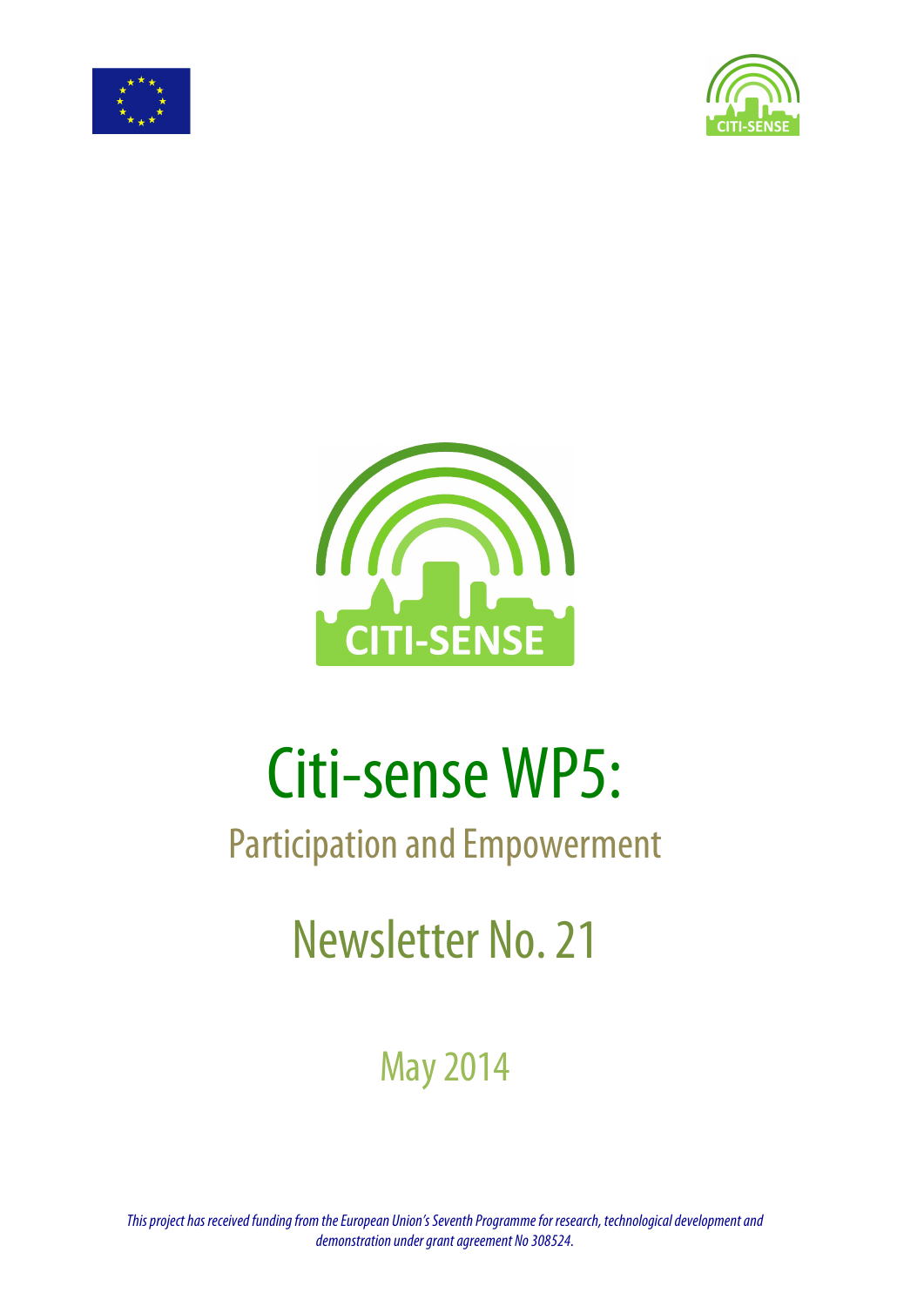# Citi-sense WP5:

## Participation and Empowerment

## Newsletter No. 21

May 2014

*This project has received funding from the European Union's Seventh Programme for research, technological development and demonstration under grant agreement No 308524.*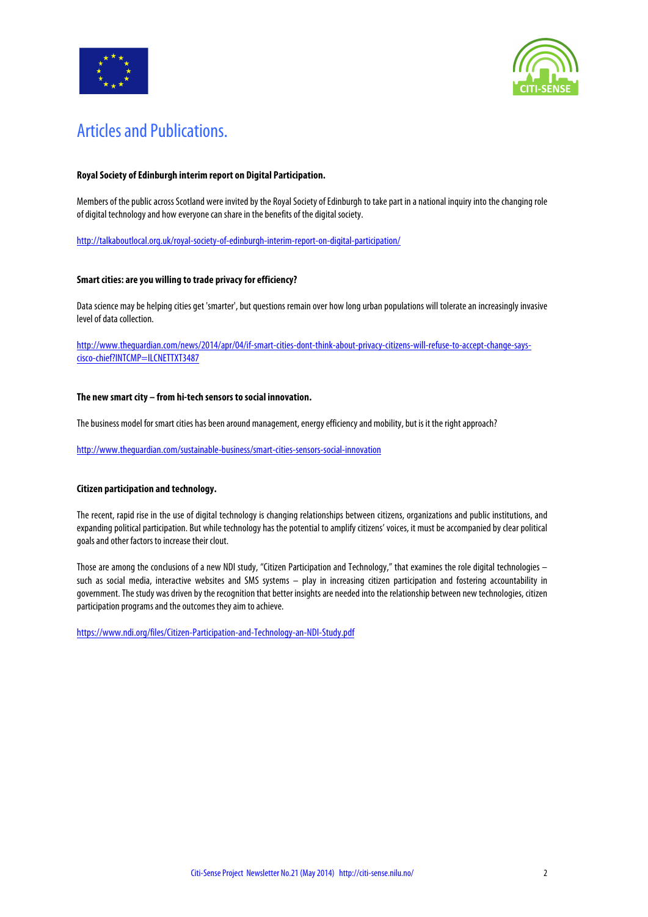# Articles and Publications.

**Royal Society of Edinburgh interim report on Digital Participation.**

Members of the public across Scotland were invited by the Royal Society of Edinburgh to take part in a national inquiry into the changing role of digital technology and how everyone can share in the benefits of the digital society.

http://talkaboutlocal.org.uk/royal-society-of-edinburgh-interim-report-on-digital-participation/

**Smart cities: are you willing to trade privacy for efficiency?**

Data science may be helping cities get 'smarter', but questions remain over how long urban populations will tolerate an increasingly invasive level of data collection.

http://www.theguardian.com/news/2014/apr/04/if-smart-cities-dont-think-about-privacy-citizens-will-refuse-to-accept-change-says-cisco-chief?INTCMP=ILCNETTXT3487

**The new smart city – from hi-tech sensors to social innovation.**

The business model for smart cities has been around management, energy efficiency and mobility, but is it the right approach?

http://www.theguardian.com/sustainable-business/smart-cities-sensors-social-innovation

**Citizen participation and technology.**

The recent, rapid rise in the use of digital technology is changing relationships between citizens, organizations and public institutions, and expanding political participation. But while technology has the potential to amplify citizens' voices, it must be accompanied by clear political goals and other factors to increase their clout.

Those are among the conclusions of a new NDI study, "Citizen Participation and Technology," that examines the role digital technologies – such as social media, interactive websites and SMS systems – play in increasing citizen participation and fostering accountability in government. The study was driven by the recognition that better insights are needed into the relationship between new technologies, citizen participation programs and the outcomes they aim to achieve.

https://www.ndi.org/files/Citizen-Participation-and-Technology-an-NDI-Study.pdf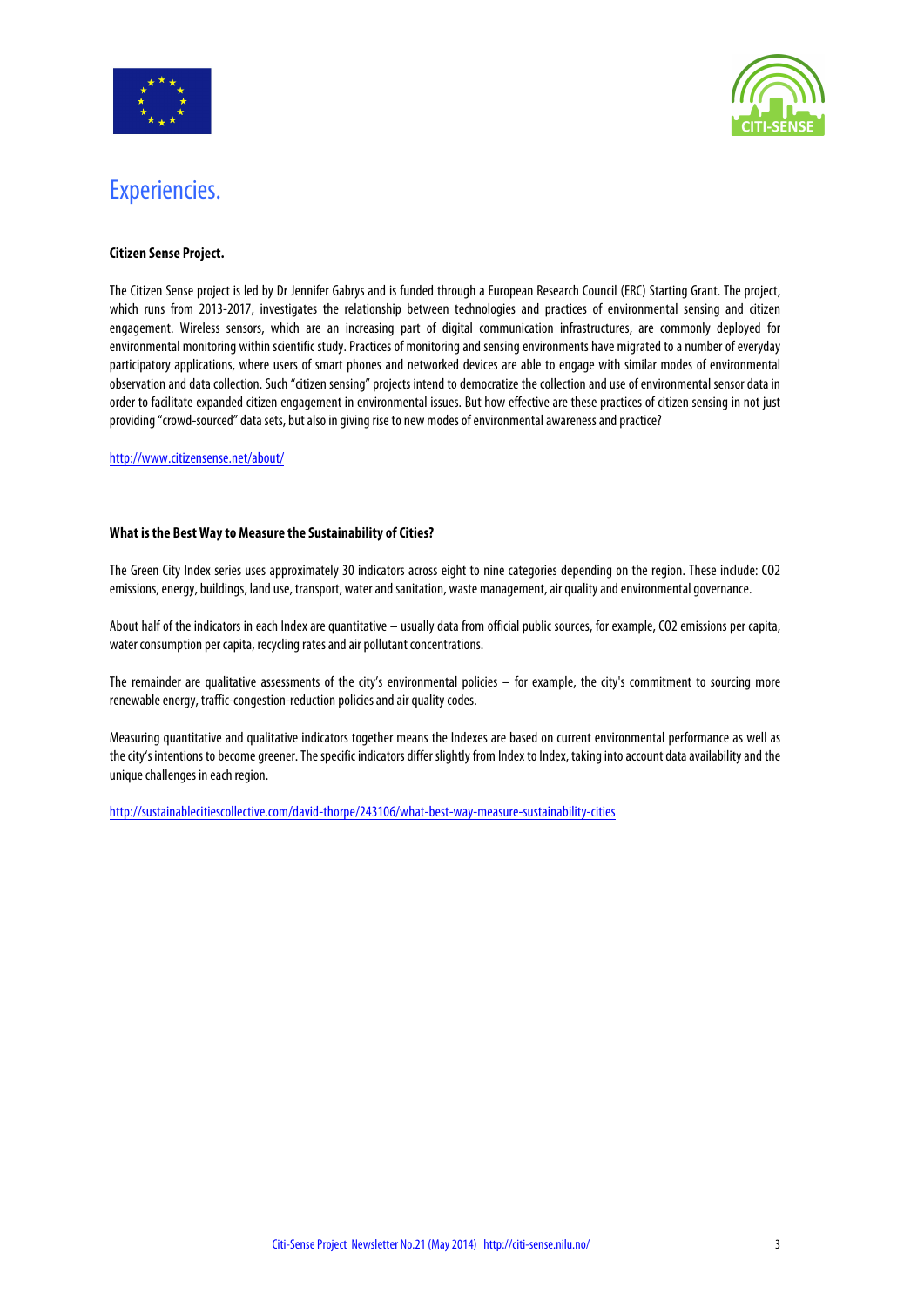# Experiencies.

**Citizen Sense Project.**

The Citizen Sense project is led by Dr Jennifer Gabrys and is funded through a European Research Council (ERC) Starting Grant. The project, which runs from 2013-2017, investigates the relationship between technologies and practices of environmental sensing and citizen engagement. Wireless sensors, which are an increasing part of digital communication infrastructures, are commonly deployed for environmental monitoring within scientific study. Practices of monitoring and sensing environments have migrated to a number of everyday participatory applications, where users of smart phones and networked devices are able to engage with similar modes of environmental observation and data collection. Such "citizen sensing" projects intend to democratize the collection and use of environmental sensor data in order to facilitate expanded citizen engagement in environmental issues. But how effective are these practices of citizen sensing in not just providing "crowd-sourced" data sets, but also in giving rise to new modes of environmental awareness and practice?

http://www.citizensense.net/about/

**What is the Best Way to Measure the Sustainability of Cities?**

The Green City Index series uses approximately 30 indicators across eight to nine categories depending on the region. These include: $CO_2$ emissions, energy, buildings, land use, transport, water and sanitation, waste management, air quality and environmental governance.

About half of the indicators in each Index are quantitative – usually data from official public sources, for example, $CO_2$ emissions per capita, water consumption per capita, recycling rates and air pollutant concentrations.

The remainder are qualitative assessments of the city's environmental policies – for example, the city's commitment to sourcing more renewable energy, traffic-congestion-reduction policies and air quality codes.

Measuring quantitative and qualitative indicators together means the Indexes are based on current environmental performance as well as the city's intentions to become greener. The specific indicators differ slightly from Index to Index, taking into account data availability and the unique challenges in each region.

http://sustainablecitiescollective.com/david-thorpe/243106/what-best-way-measure-sustainability-cities